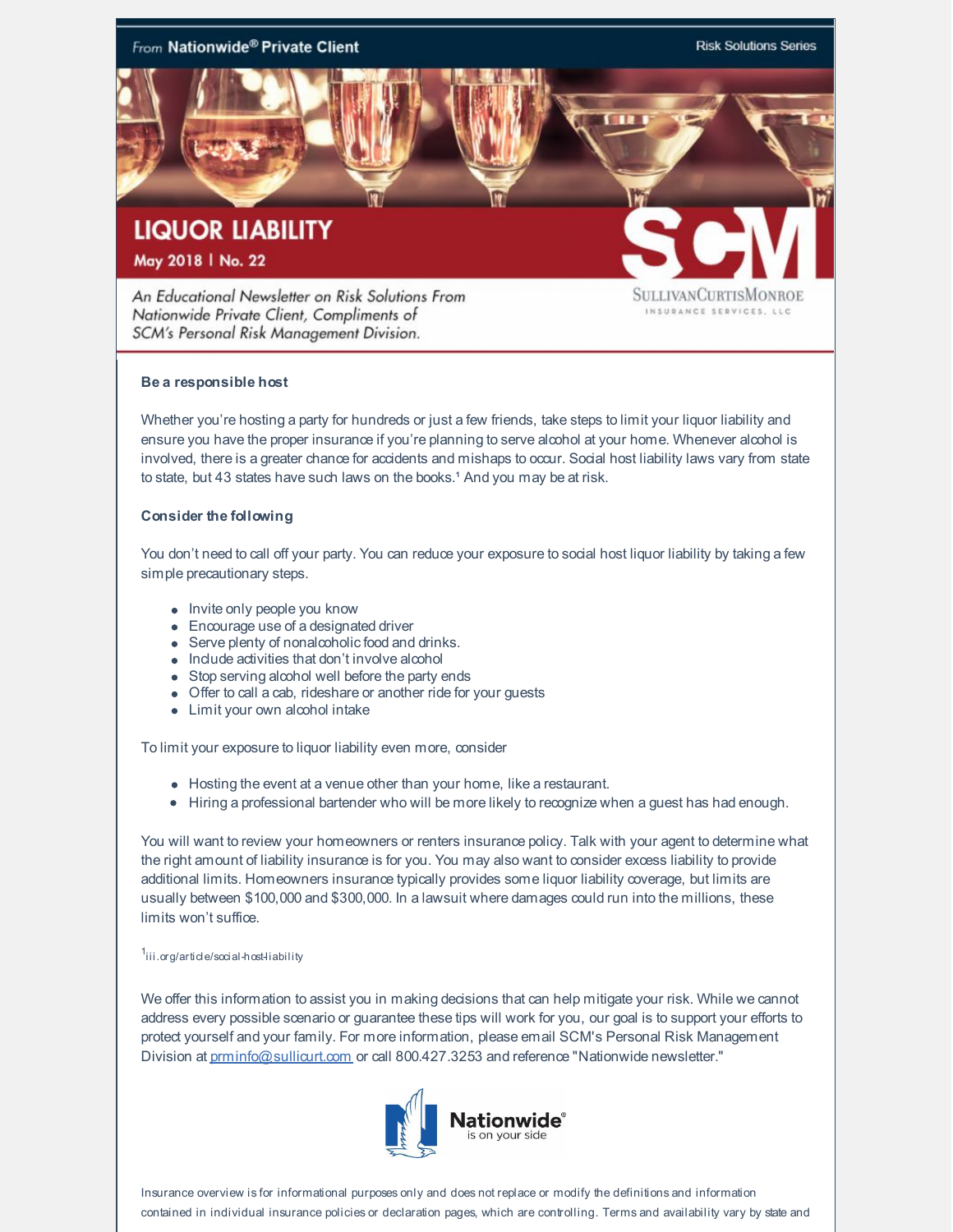From **Nationwide® Private Client**

Risk Solutions Series

# LIQUOR LIABILITY

**May 2018 | No. 22**

*An Educational Newsletter on Risk Solutions From Nationwide Private Client, Compliments of SCM's Personal Risk Management Division.*

SCM
SULLIVANCURTISMONROE INSURANCE SERVICES, LLC

**Be a responsible host**

Whether you're hosting a party for hundreds or just a few friends, take steps to limit your liquor liability and ensure you have the proper insurance if you're planning to serve alcohol at your home. Whenever alcohol is involved, there is a greater chance for accidents and mishaps to occur. Social host liability laws vary from state to state, but 43 states have such laws on the books.[1] And you may be at risk.

**Consider the following**

You don't need to call off your party. You can reduce your exposure to social host liquor liability by taking a few simple precautionary steps.

- Invite only people you know
- Encourage use of a designated driver
- Serve plenty of nonalcoholic food and drinks.
- Include activities that don't involve alcohol
- Stop serving alcohol well before the party ends
- Offer to call a cab, rideshare or another ride for your guests
- Limit your own alcohol intake

To limit your exposure to liquor liability even more, consider

- Hosting the event at a venue other than your home, like a restaurant.
- Hiring a professional bartender who will be more likely to recognize when a guest has had enough.

You will want to review your homeowners or renters insurance policy. Talk with your agent to determine what the right amount of liability insurance is for you. You may also want to consider excess liability to provide additional limits. Homeowners insurance typically provides some liquor liability coverage, but limits are usually between $100,000 and $300,000. In a lawsuit where damages could run into the millions, these limits won't suffice.

[1] iii.org/article/social-host-liability

We offer this information to assist you in making decisions that can help mitigate your risk. While we cannot address every possible scenario or guarantee these tips will work for you, our goal is to support your efforts to protect yourself and your family. For more information, please email SCM's Personal Risk Management Division at prminfo@sullicurt.com or call 800.427.3253 and reference "Nationwide newsletter."

Nationwide® is on your side

Insurance overview is for informational purposes only and does not replace or modify the definitions and information contained in individual insurance policies or declaration pages, which are controlling. Terms and availability vary by state and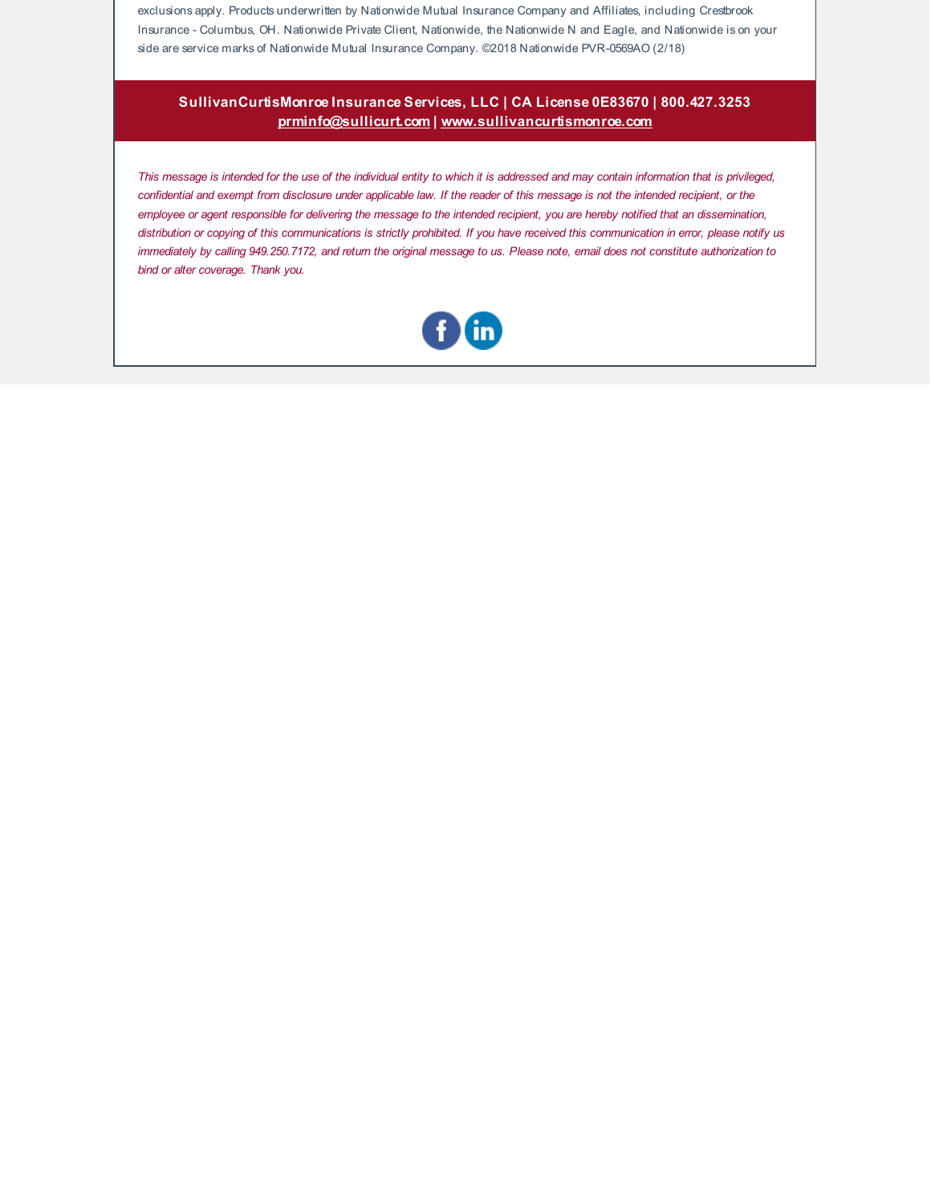exclusions apply. Products underwritten by Nationwide Mutual Insurance Company and Affiliates, including Crestbrook Insurance - Columbus, OH. Nationwide Private Client, Nationwide, the Nationwide N and Eagle, and Nationwide is on your side are service marks of Nationwide Mutual Insurance Company. ©2018 Nationwide PVR-0569AO (2/18)

**SullivanCurtisMonroe Insurance Services, LLC | CA License 0E83670 | 800.427.3253**
**prminfo@sullicurt.com | www.sullivancurtismonroe.com**

*This message is intended for the use of the individual entity to which it is addressed and may contain information that is privileged, confidential and exempt from disclosure under applicable law. If the reader of this message is not the intended recipient, or the employee or agent responsible for delivering the message to the intended recipient, you are hereby notified that an dissemination, distribution or copying of this communications is strictly prohibited. If you have received this communication in error, please notify us immediately by calling 949.250.7172, and return the original message to us. Please note, email does not constitute authorization to bind or alter coverage. Thank you.*